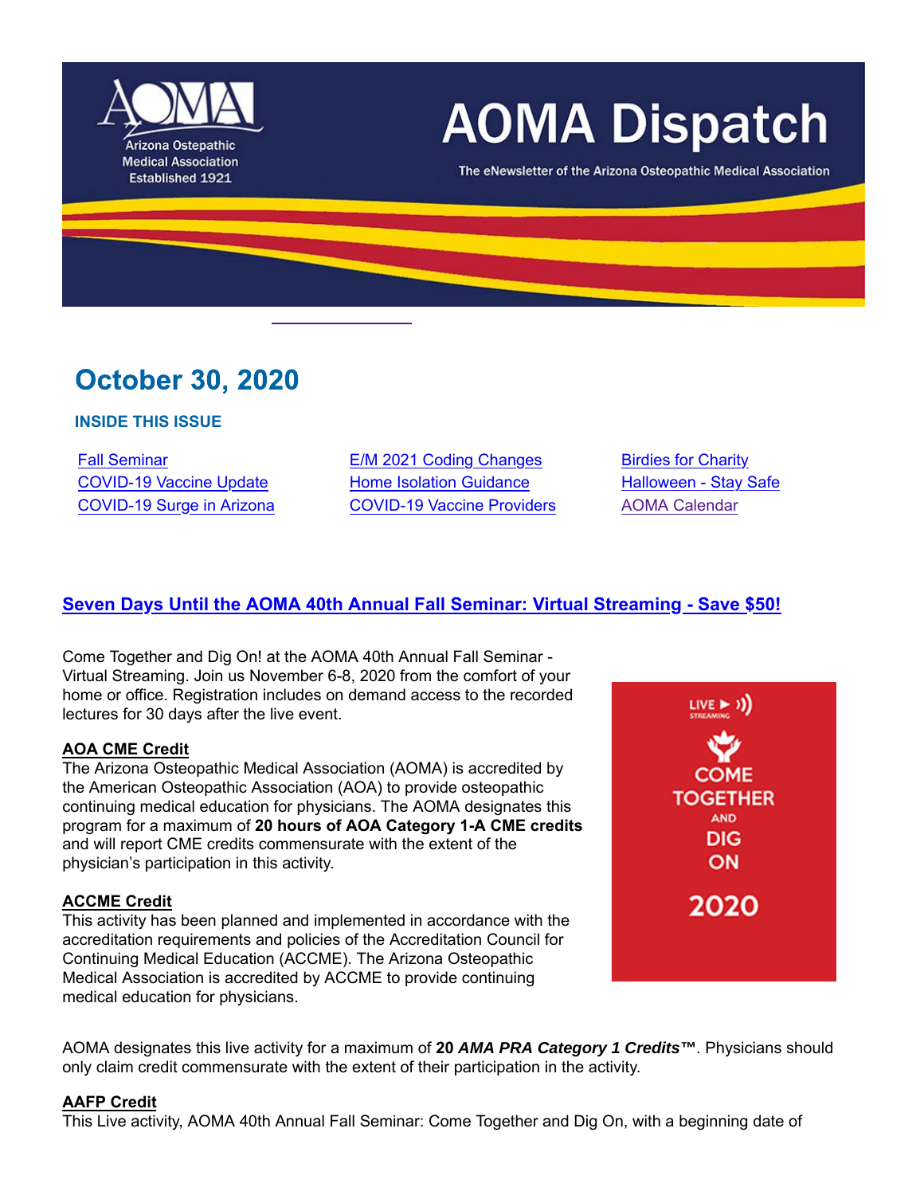# AOMA Dispatch

The eNewsletter of the Arizona Osteopathic Medical Association

Arizona Osteopathic Medical Association Established 1921

## October 30, 2020

### INSIDE THIS ISSUE

- Fall Seminar
- COVID-19 Vaccine Update
- COVID-19 Surge in Arizona
- E/M 2021 Coding Changes
- Home Isolation Guidance
- COVID-19 Vaccine Providers
- Birdies for Charity
- Halloween - Stay Safe
- AOMA Calendar

## Seven Days Until the AOMA 40th Annual Fall Seminar: Virtual Streaming - Save $50!

Come Together and Dig On! at the AOMA 40th Annual Fall Seminar - Virtual Streaming. Join us November 6-8, 2020 from the comfort of your home or office. Registration includes on demand access to the recorded lectures for 30 days after the live event.

**AOA CME Credit**
The Arizona Osteopathic Medical Association (AOMA) is accredited by the American Osteopathic Association (AOA) to provide osteopathic continuing medical education for physicians. The AOMA designates this program for a maximum of **20 hours of AOA Category 1-A CME credits** and will report CME credits commensurate with the extent of the physician's participation in this activity.

**ACCME Credit**
This activity has been planned and implemented in accordance with the accreditation requirements and policies of the Accreditation Council for Continuing Medical Education (ACCME). The Arizona Osteopathic Medical Association is accredited by ACCME to provide continuing medical education for physicians.

AOMA designates this live activity for a maximum of **20 *AMA PRA Category 1 Credits*™**. Physicians should only claim credit commensurate with the extent of their participation in the activity.

**AAFP Credit**
This Live activity, AOMA 40th Annual Fall Seminar: Come Together and Dig On, with a beginning date of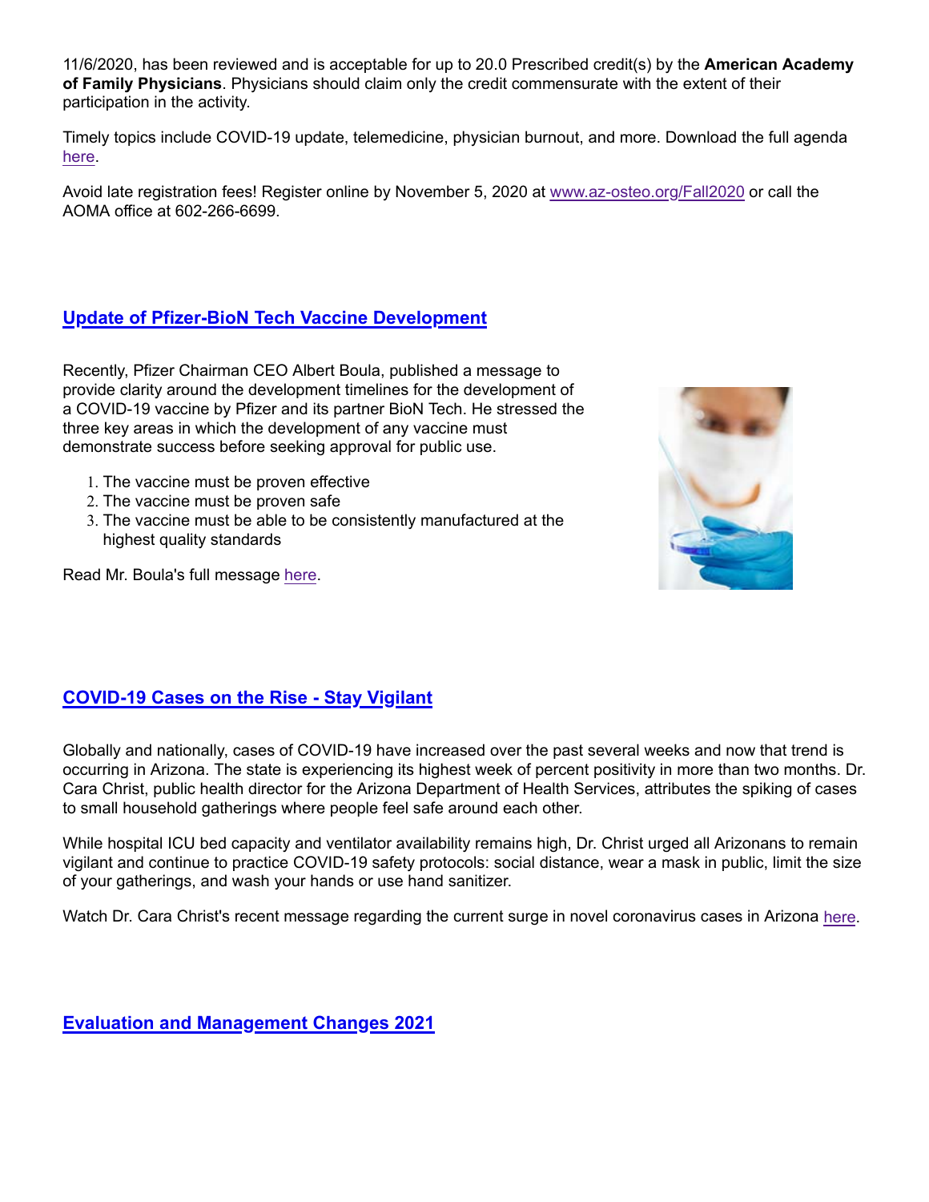11/6/2020, has been reviewed and is acceptable for up to 20.0 Prescribed credit(s) by the **American Academy of Family Physicians**. Physicians should claim only the credit commensurate with the extent of their participation in the activity.

Timely topics include COVID-19 update, telemedicine, physician burnout, and more. Download the full agenda here.

Avoid late registration fees! Register online by November 5, 2020 at www.az-osteo.org/Fall2020 or call the AOMA office at 602-266-6699.

## Update of Pfizer-BioN Tech Vaccine Development

Recently, Pfizer Chairman CEO Albert Boula, published a message to provide clarity around the development timelines for the development of a COVID-19 vaccine by Pfizer and its partner BioN Tech. He stressed the three key areas in which the development of any vaccine must demonstrate success before seeking approval for public use.

1. The vaccine must be proven effective
2. The vaccine must be proven safe
3. The vaccine must be able to be consistently manufactured at the highest quality standards

Read Mr. Boula's full message here.

## COVID-19 Cases on the Rise - Stay Vigilant

Globally and nationally, cases of COVID-19 have increased over the past several weeks and now that trend is occurring in Arizona. The state is experiencing its highest week of percent positivity in more than two months. Dr. Cara Christ, public health director for the Arizona Department of Health Services, attributes the spiking of cases to small household gatherings where people feel safe around each other.

While hospital ICU bed capacity and ventilator availability remains high, Dr. Christ urged all Arizonans to remain vigilant and continue to practice COVID-19 safety protocols: social distance, wear a mask in public, limit the size of your gatherings, and wash your hands or use hand sanitizer.

Watch Dr. Cara Christ's recent message regarding the current surge in novel coronavirus cases in Arizona here.

## Evaluation and Management Changes 2021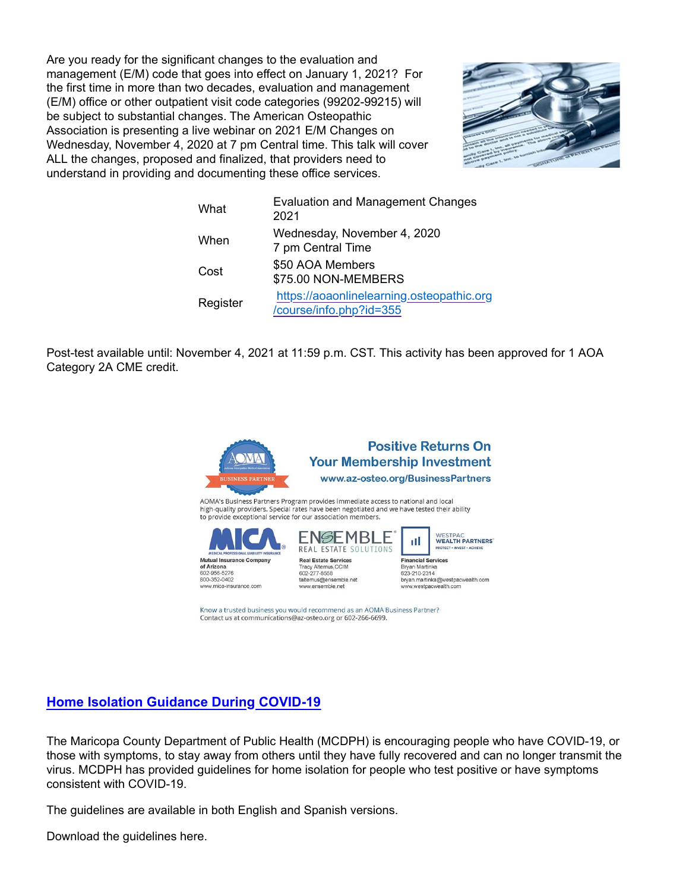Are you ready for the significant changes to the evaluation and management (E/M) code that goes into effect on January 1, 2021? For the first time in more than two decades, evaluation and management (E/M) office or other outpatient visit code categories (99202-99215) will be subject to substantial changes. The American Osteopathic Association is presenting a live webinar on 2021 E/M Changes on Wednesday, November 4, 2020 at 7 pm Central time. This talk will cover ALL the changes, proposed and finalized, that providers need to understand in providing and documenting these office services.

| | |
|---|---|
| What | Evaluation and Management Changes 2021 |
| When | Wednesday, November 4, 2020<br>7 pm Central Time |
| Cost | $50 AOA Members<br>$75.00 NON-MEMBERS |
| Register | https://aoaonlinelearning.osteopathic.org/course/info.php?id=355 |

Post-test available until: November 4, 2021 at 11:59 p.m. CST. This activity has been approved for 1 AOA Category 2A CME credit.

**Positive Returns On Your Membership Investment**

www.az-osteo.org/BusinessPartners

AOMA's Business Partners Program provides immediate access to national and local high-quality providers. Special rates have been negotiated and we have tested their ability to provide exceptional service for our association members.

**Mutual Insurance Company of Arizona**
602-956-5276
800-352-0402
www.mica-insurance.com

**Real Estate Services**
Tracy Altemus, CCIM
602-277-8558
taltemus@ensemble.net
www.ensemble.net

**Financial Services**
Bryan Martinka
623-210-2314
bryan.martinka@westpacwealth.com
www.westpacwealth.com

Know a trusted business you would recommend as an AOMA Business Partner?
Contact us at communications@az-osteo.org or 602-266-6699.

## Home Isolation Guidance During COVID-19

The Maricopa County Department of Public Health (MCDPH) is encouraging people who have COVID-19, or those with symptoms, to stay away from others until they have fully recovered and can no longer transmit the virus. MCDPH has provided guidelines for home isolation for people who test positive or have symptoms consistent with COVID-19.

The guidelines are available in both English and Spanish versions.

Download the guidelines here.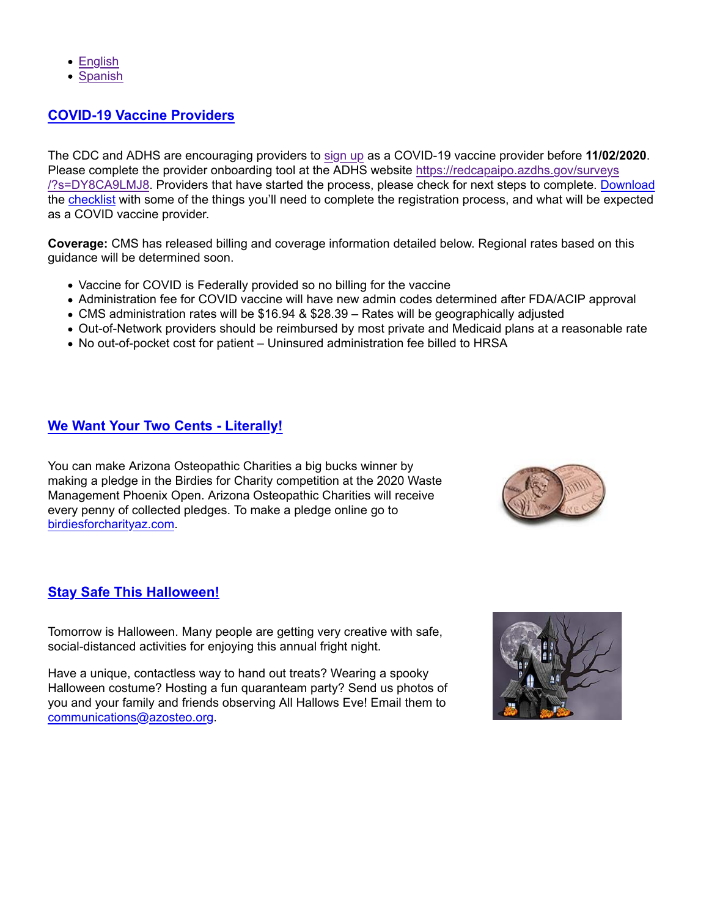- English
- Spanish

## COVID-19 Vaccine Providers

The CDC and ADHS are encouraging providers to sign up as a COVID-19 vaccine provider before **11/02/2020**. Please complete the provider onboarding tool at the ADHS website https://redcapaipo.azdhs.gov/surveys/?s=DY8CA9LMJ8. Providers that have started the process, please check for next steps to complete. Download the checklist with some of the things you'll need to complete the registration process, and what will be expected as a COVID vaccine provider.

**Coverage:** CMS has released billing and coverage information detailed below. Regional rates based on this guidance will be determined soon.

- Vaccine for COVID is Federally provided so no billing for the vaccine
- Administration fee for COVID vaccine will have new admin codes determined after FDA/ACIP approval
- CMS administration rates will be $16.94 & $28.39 – Rates will be geographically adjusted
- Out-of-Network providers should be reimbursed by most private and Medicaid plans at a reasonable rate
- No out-of-pocket cost for patient – Uninsured administration fee billed to HRSA

## We Want Your Two Cents - Literally!

You can make Arizona Osteopathic Charities a big bucks winner by making a pledge in the Birdies for Charity competition at the 2020 Waste Management Phoenix Open. Arizona Osteopathic Charities will receive every penny of collected pledges. To make a pledge online go to birdiesforcharityaz.com.

## Stay Safe This Halloween!

Tomorrow is Halloween. Many people are getting very creative with safe, social-distanced activities for enjoying this annual fright night.

Have a unique, contactless way to hand out treats? Wearing a spooky Halloween costume? Hosting a fun quaranteam party? Send us photos of you and your family and friends observing All Hallows Eve! Email them to communications@azosteo.org.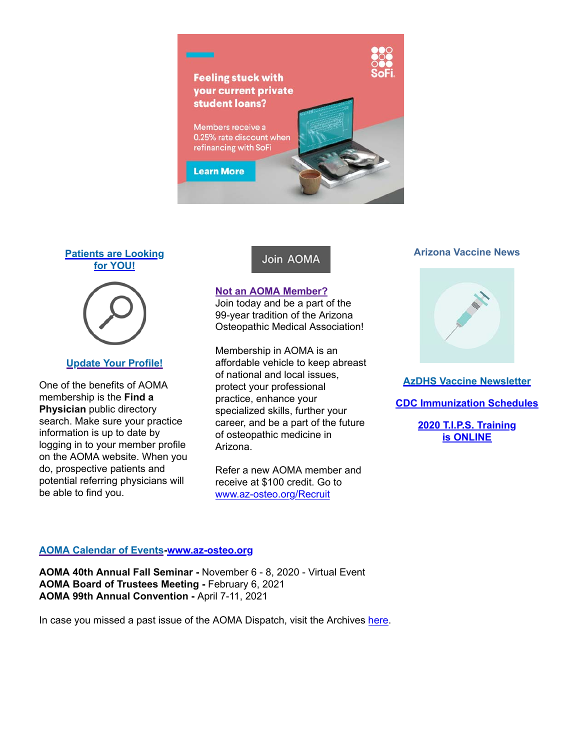Feeling stuck with your current private student loans?

Members receive a 0.25% rate discount when refinancing with SoFi

Learn More

**Patients are Looking for YOU!**

**Update Your Profile!**

One of the benefits of AOMA membership is the **Find a Physician** public directory search. Make sure your practice information is up to date by logging in to your member profile on the AOMA website. When you do, prospective patients and potential referring physicians will be able to find you.

Join AOMA

**Not an AOMA Member?**
Join today and be a part of the 99-year tradition of the Arizona Osteopathic Medical Association!

Membership in AOMA is an affordable vehicle to keep abreast of national and local issues, protect your professional practice, enhance your specialized skills, further your career, and be a part of the future of osteopathic medicine in Arizona.

Refer a new AOMA member and receive at $100 credit. Go to www.az-osteo.org/Recruit

**Arizona Vaccine News**

**AzDHS Vaccine Newsletter**

**CDC Immunization Schedules**

**2020 T.I.P.S. Training is ONLINE**

**AOMA Calendar of Events-www.az-osteo.org**

**AOMA 40th Annual Fall Seminar -** November 6 - 8, 2020 - Virtual Event
**AOMA Board of Trustees Meeting -** February 6, 2021
**AOMA 99th Annual Convention -** April 7-11, 2021

In case you missed a past issue of the AOMA Dispatch, visit the Archives here.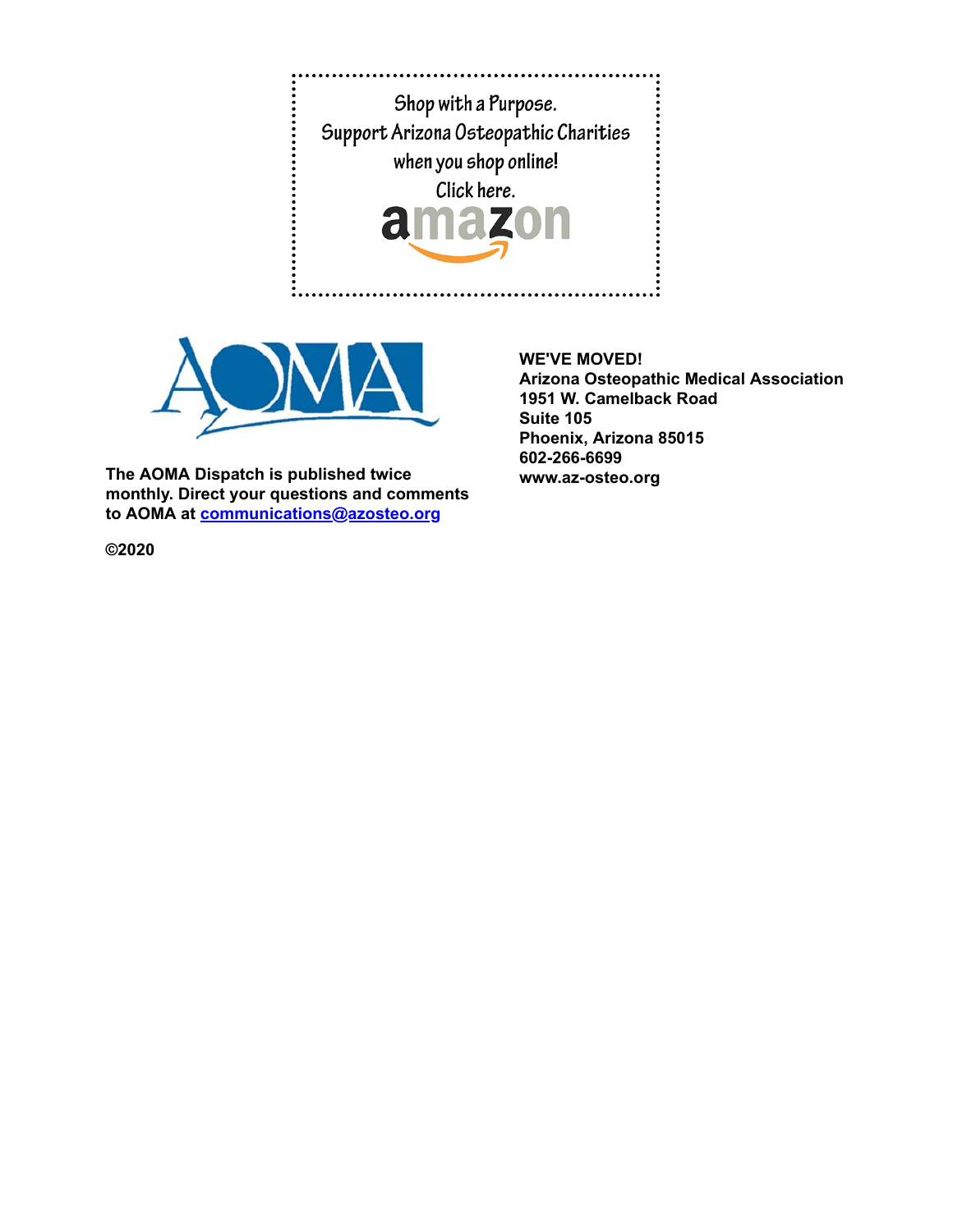Shop with a Purpose.
Support Arizona Osteopathic Charities
when you shop online!
Click here.

**The AOMA Dispatch is published twice monthly. Direct your questions and comments to AOMA at [communications@azosteo.org](mailto:communications@azosteo.org)**

**WE'VE MOVED!**
**Arizona Osteopathic Medical Association**
**1951 W. Camelback Road**
**Suite 105**
**Phoenix, Arizona 85015**
**602-266-6699**
**www.az-osteo.org**

**©2020**